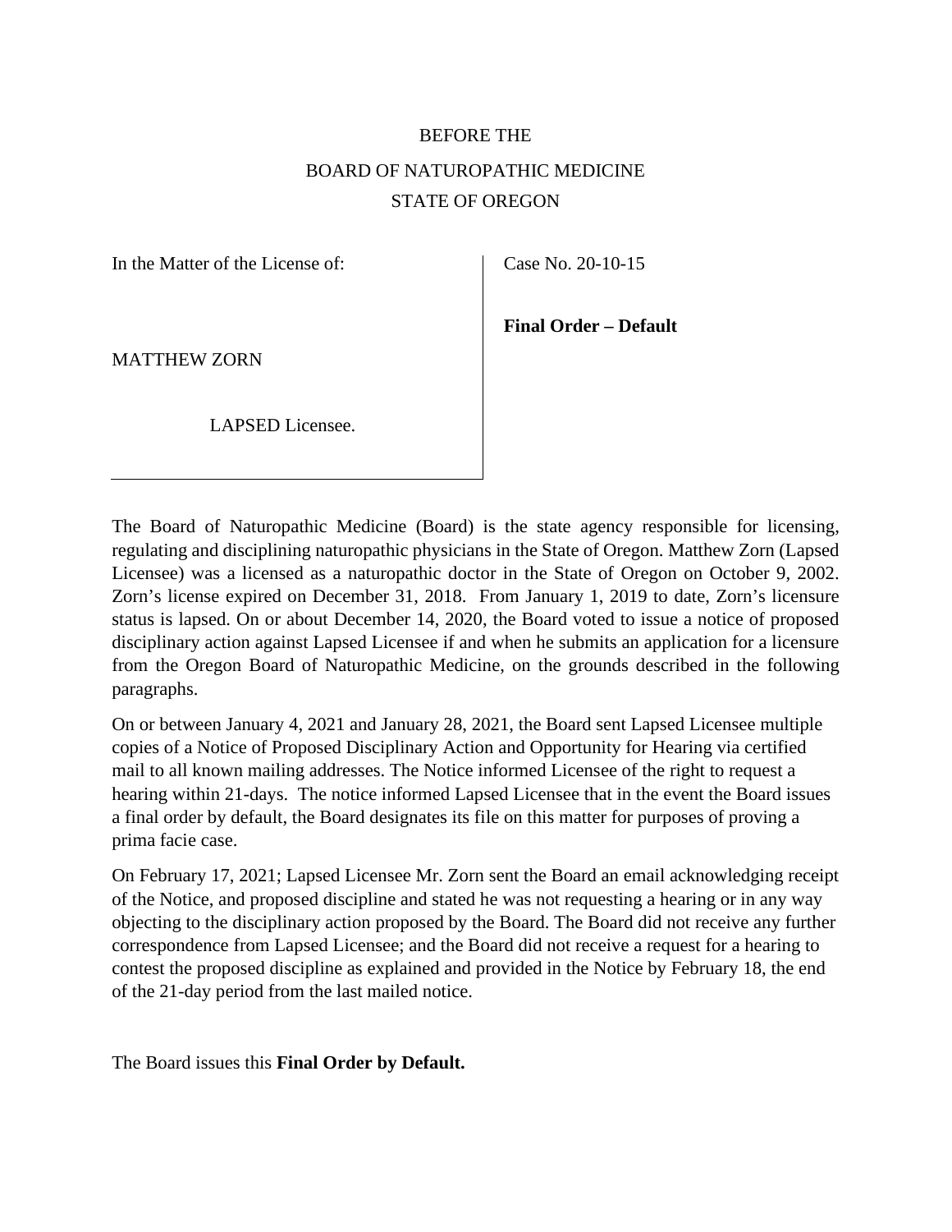BEFORE THE

BOARD OF NATUROPATHIC MEDICINE

STATE OF OREGON

| In the Matter of the License of: | Case No. 20-10-15 |
|---|---|
| MATTHEW ZORN | **Final Order – Default** |
| LAPSED Licensee. | |

The Board of Naturopathic Medicine (Board) is the state agency responsible for licensing, regulating and disciplining naturopathic physicians in the State of Oregon. Matthew Zorn (Lapsed Licensee) was a licensed as a naturopathic doctor in the State of Oregon on October 9, 2002. Zorn's license expired on December 31, 2018. From January 1, 2019 to date, Zorn's licensure status is lapsed. On or about December 14, 2020, the Board voted to issue a notice of proposed disciplinary action against Lapsed Licensee if and when he submits an application for a licensure from the Oregon Board of Naturopathic Medicine, on the grounds described in the following paragraphs.

On or between January 4, 2021 and January 28, 2021, the Board sent Lapsed Licensee multiple copies of a Notice of Proposed Disciplinary Action and Opportunity for Hearing via certified mail to all known mailing addresses. The Notice informed Licensee of the right to request a hearing within 21-days. The notice informed Lapsed Licensee that in the event the Board issues a final order by default, the Board designates its file on this matter for purposes of proving a prima facie case.

On February 17, 2021; Lapsed Licensee Mr. Zorn sent the Board an email acknowledging receipt of the Notice, and proposed discipline and stated he was not requesting a hearing or in any way objecting to the disciplinary action proposed by the Board. The Board did not receive any further correspondence from Lapsed Licensee; and the Board did not receive a request for a hearing to contest the proposed discipline as explained and provided in the Notice by February 18, the end of the 21-day period from the last mailed notice.

The Board issues this **Final Order by Default.**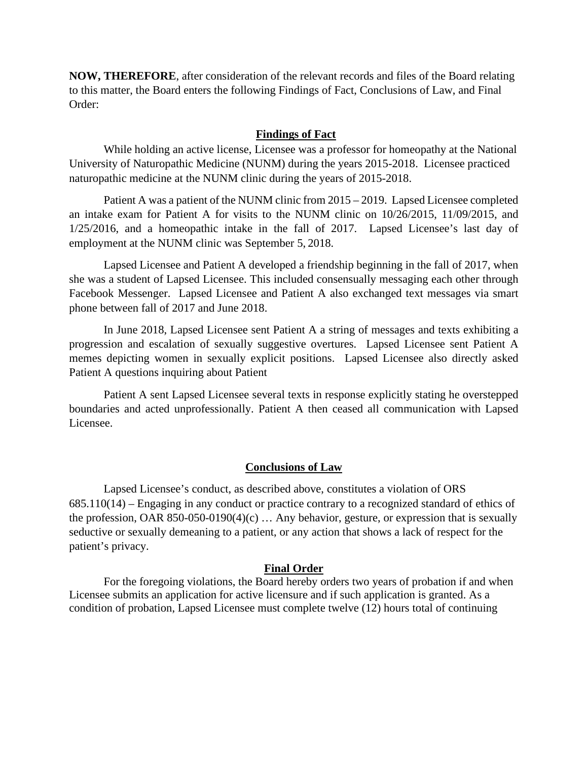**NOW, THEREFORE**, after consideration of the relevant records and files of the Board relating to this matter, the Board enters the following Findings of Fact, Conclusions of Law, and Final Order:

## Findings of Fact

While holding an active license, Licensee was a professor for homeopathy at the National University of Naturopathic Medicine (NUNM) during the years 2015-2018. Licensee practiced naturopathic medicine at the NUNM clinic during the years of 2015-2018.

Patient A was a patient of the NUNM clinic from 2015 – 2019. Lapsed Licensee completed an intake exam for Patient A for visits to the NUNM clinic on 10/26/2015, 11/09/2015, and 1/25/2016, and a homeopathic intake in the fall of 2017. Lapsed Licensee's last day of employment at the NUNM clinic was September 5, 2018.

Lapsed Licensee and Patient A developed a friendship beginning in the fall of 2017, when she was a student of Lapsed Licensee. This included consensually messaging each other through Facebook Messenger. Lapsed Licensee and Patient A also exchanged text messages via smart phone between fall of 2017 and June 2018.

In June 2018, Lapsed Licensee sent Patient A a string of messages and texts exhibiting a progression and escalation of sexually suggestive overtures. Lapsed Licensee sent Patient A memes depicting women in sexually explicit positions. Lapsed Licensee also directly asked Patient A questions inquiring about Patient

Patient A sent Lapsed Licensee several texts in response explicitly stating he overstepped boundaries and acted unprofessionally. Patient A then ceased all communication with Lapsed Licensee.

## Conclusions of Law

Lapsed Licensee's conduct, as described above, constitutes a violation of ORS 685.110(14) – Engaging in any conduct or practice contrary to a recognized standard of ethics of the profession, OAR 850-050-0190(4)(c) … Any behavior, gesture, or expression that is sexually seductive or sexually demeaning to a patient, or any action that shows a lack of respect for the patient's privacy.

## Final Order

For the foregoing violations, the Board hereby orders two years of probation if and when Licensee submits an application for active licensure and if such application is granted. As a condition of probation, Lapsed Licensee must complete twelve (12) hours total of continuing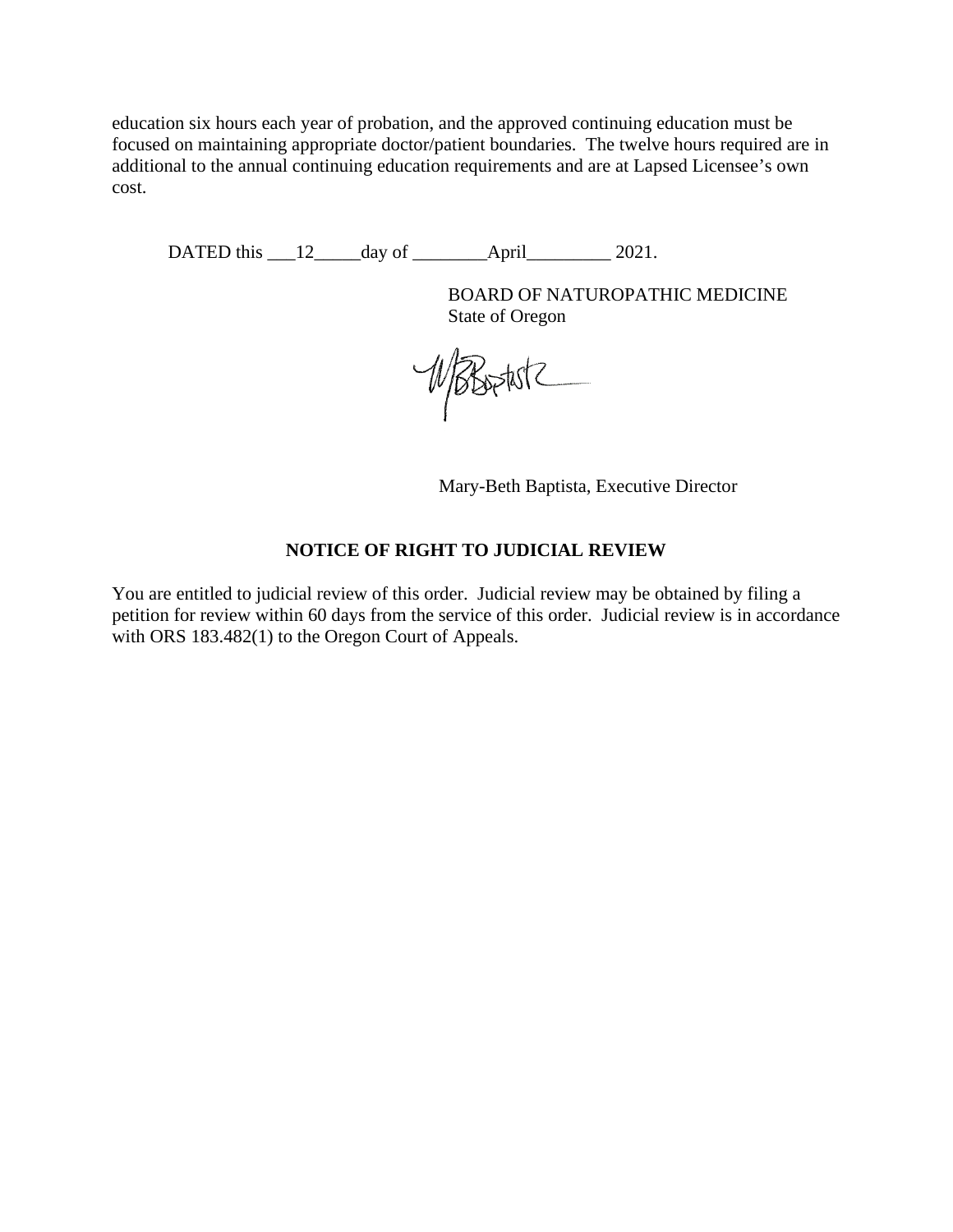education six hours each year of probation, and the approved continuing education must be focused on maintaining appropriate doctor/patient boundaries. The twelve hours required are in additional to the annual continuing education requirements and are at Lapsed Licensee's own cost.

DATED this ___12_____day of ________April_________ 2021.

BOARD OF NATUROPATHIC MEDICINE
State of Oregon

Mary-Beth Baptista, Executive Director

**NOTICE OF RIGHT TO JUDICIAL REVIEW**

You are entitled to judicial review of this order. Judicial review may be obtained by filing a petition for review within 60 days from the service of this order. Judicial review is in accordance with ORS 183.482(1) to the Oregon Court of Appeals.